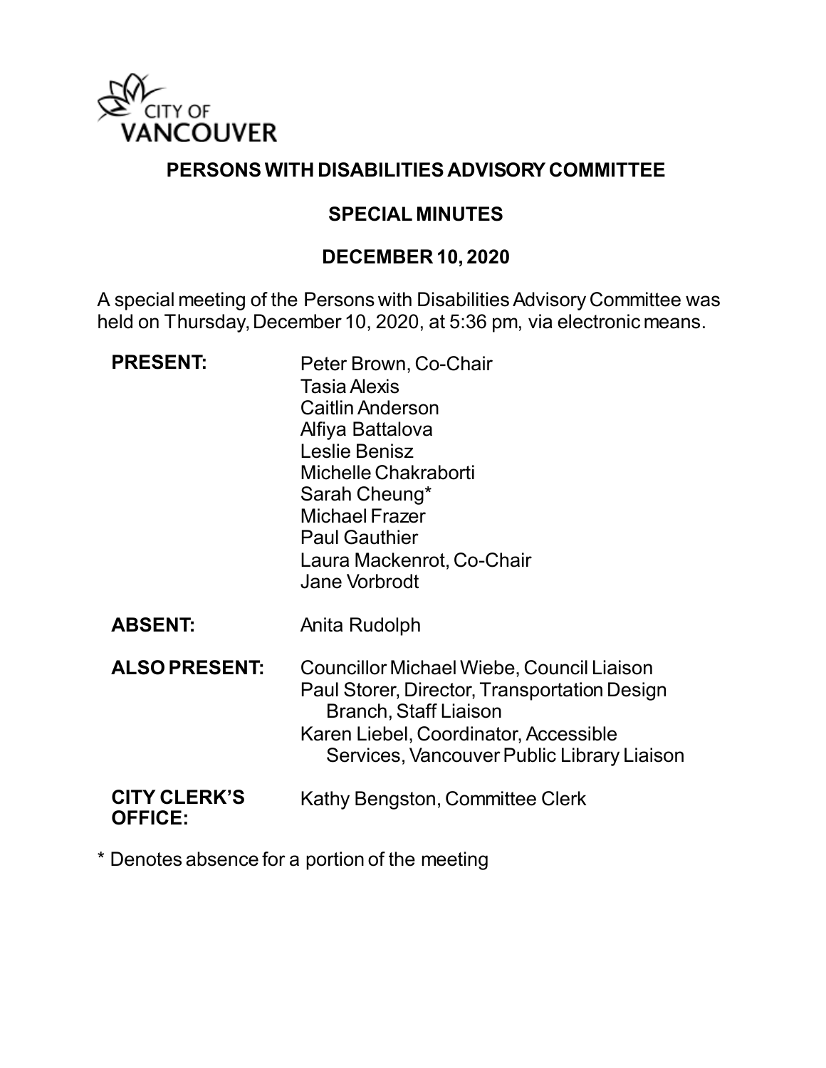CITY OF VANCOUVER

# PERSONS WITH DISABILITIES ADVISORY COMMITTEE

## SPECIAL MINUTES

## DECEMBER 10, 2020

A special meeting of the Persons with Disabilities Advisory Committee was held on Thursday, December 10, 2020, at 5:36 pm, via electronic means.

| | |
|---|---|
| **PRESENT:** | Peter Brown, Co-Chair<br>Tasia Alexis<br>Caitlin Anderson<br>Alfiya Battalova<br>Leslie Benisz<br>Michelle Chakraborti<br>Sarah Cheung*<br>Michael Frazer<br>Paul Gauthier<br>Laura Mackenrot, Co-Chair<br>Jane Vorbrodt |
| **ABSENT:** | Anita Rudolph |
| **ALSO PRESENT:** | Councillor Michael Wiebe, Council Liaison<br>Paul Storer, Director, Transportation Design Branch, Staff Liaison<br>Karen Liebel, Coordinator, Accessible Services, Vancouver Public Library Liaison |
| **CITY CLERK'S OFFICE:** | Kathy Bengston, Committee Clerk |

* Denotes absence for a portion of the meeting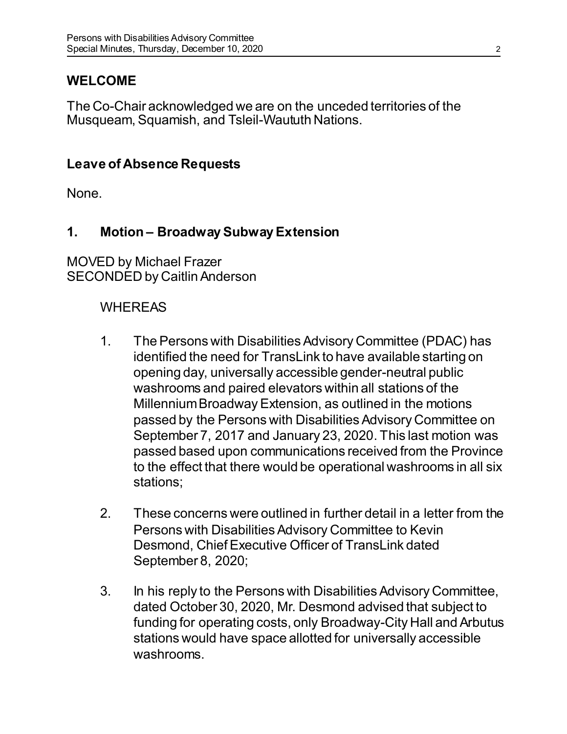## WELCOME

The Co-Chair acknowledged we are on the unceded territories of the Musqueam, Squamish, and Tsleil-Waututh Nations.

### Leave of Absence Requests

None.

## 1. Motion – Broadway Subway Extension

MOVED by Michael Frazer
SECONDED by Caitlin Anderson

WHEREAS

1. The Persons with Disabilities Advisory Committee (PDAC) has identified the need for TransLink to have available starting on opening day, universally accessible gender-neutral public washrooms and paired elevators within all stations of the Millennium Broadway Extension, as outlined in the motions passed by the Persons with Disabilities Advisory Committee on September 7, 2017 and January 23, 2020. This last motion was passed based upon communications received from the Province to the effect that there would be operational washrooms in all six stations;

2. These concerns were outlined in further detail in a letter from the Persons with Disabilities Advisory Committee to Kevin Desmond, Chief Executive Officer of TransLink dated September 8, 2020;

3. In his reply to the Persons with Disabilities Advisory Committee, dated October 30, 2020, Mr. Desmond advised that subject to funding for operating costs, only Broadway-City Hall and Arbutus stations would have space allotted for universally accessible washrooms.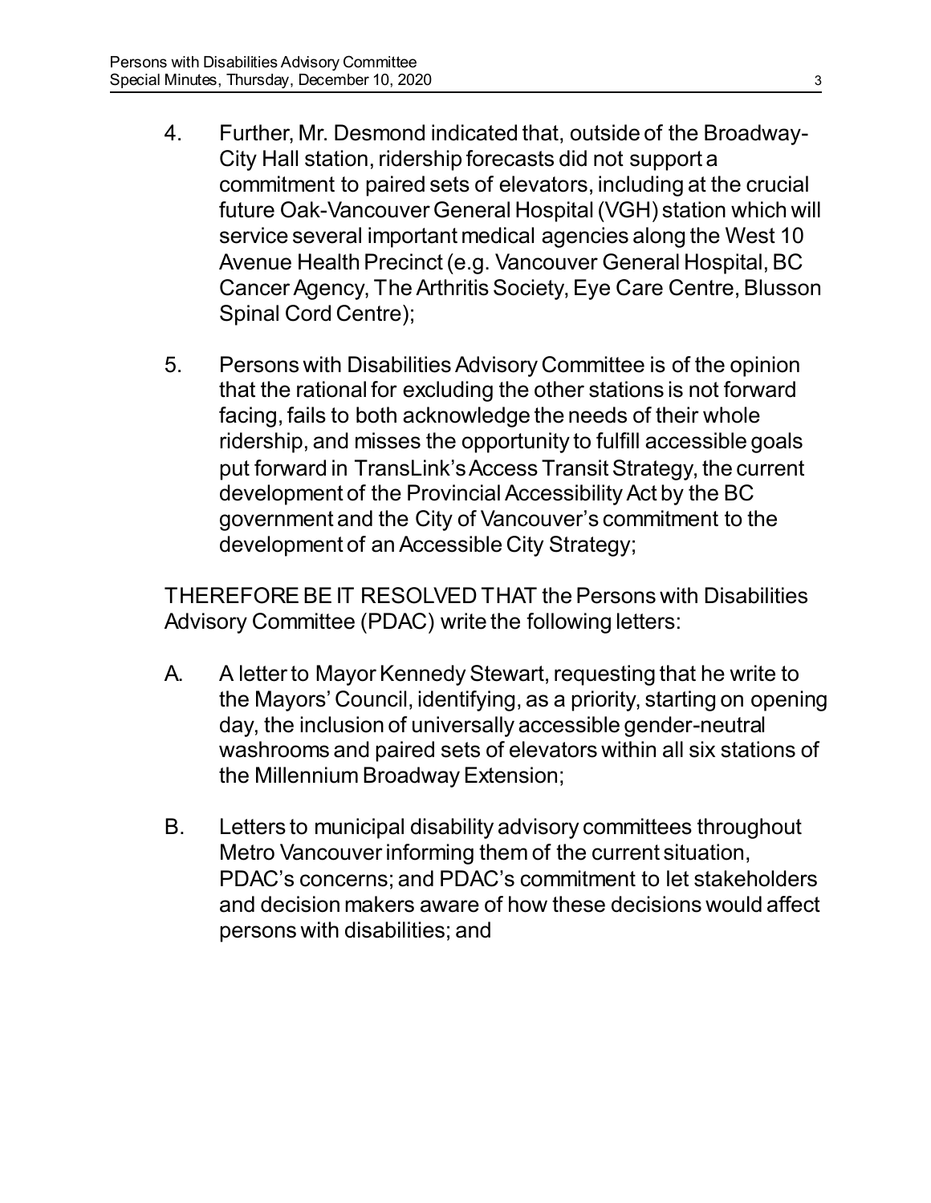4. Further, Mr. Desmond indicated that, outside of the Broadway-City Hall station, ridership forecasts did not support a commitment to paired sets of elevators, including at the crucial future Oak-Vancouver General Hospital (VGH) station which will service several important medical agencies along the West 10 Avenue Health Precinct (e.g. Vancouver General Hospital, BC Cancer Agency, The Arthritis Society, Eye Care Centre, Blusson Spinal Cord Centre);

5. Persons with Disabilities Advisory Committee is of the opinion that the rational for excluding the other stations is not forward facing, fails to both acknowledge the needs of their whole ridership, and misses the opportunity to fulfill accessible goals put forward in TransLink's Access Transit Strategy, the current development of the Provincial Accessibility Act by the BC government and the City of Vancouver's commitment to the development of an Accessible City Strategy;

THEREFORE BE IT RESOLVED THAT the Persons with Disabilities Advisory Committee (PDAC) write the following letters:

A. A letter to Mayor Kennedy Stewart, requesting that he write to the Mayors' Council, identifying, as a priority, starting on opening day, the inclusion of universally accessible gender-neutral washrooms and paired sets of elevators within all six stations of the Millennium Broadway Extension;

B. Letters to municipal disability advisory committees throughout Metro Vancouver informing them of the current situation, PDAC's concerns; and PDAC's commitment to let stakeholders and decision makers aware of how these decisions would affect persons with disabilities; and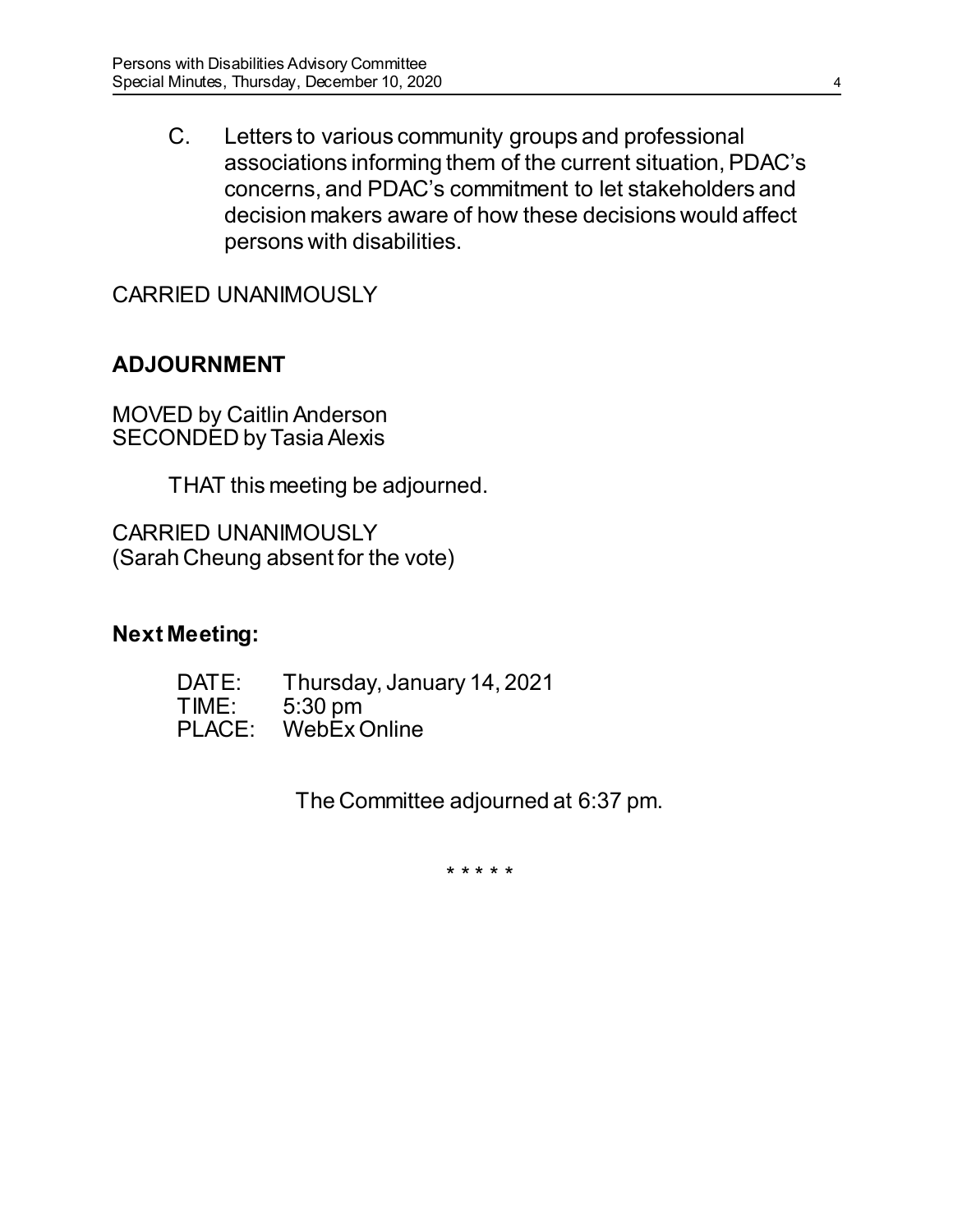C. Letters to various community groups and professional associations informing them of the current situation, PDAC's concerns, and PDAC's commitment to let stakeholders and decision makers aware of how these decisions would affect persons with disabilities.

CARRIED UNANIMOUSLY

## ADJOURNMENT

MOVED by Caitlin Anderson
SECONDED by Tasia Alexis

THAT this meeting be adjourned.

CARRIED UNANIMOUSLY
(Sarah Cheung absent for the vote)

## Next Meeting:

DATE: Thursday, January 14, 2021
TIME: 5:30 pm
PLACE: WebEx Online

The Committee adjourned at 6:37 pm.

\* \* \* \* \*